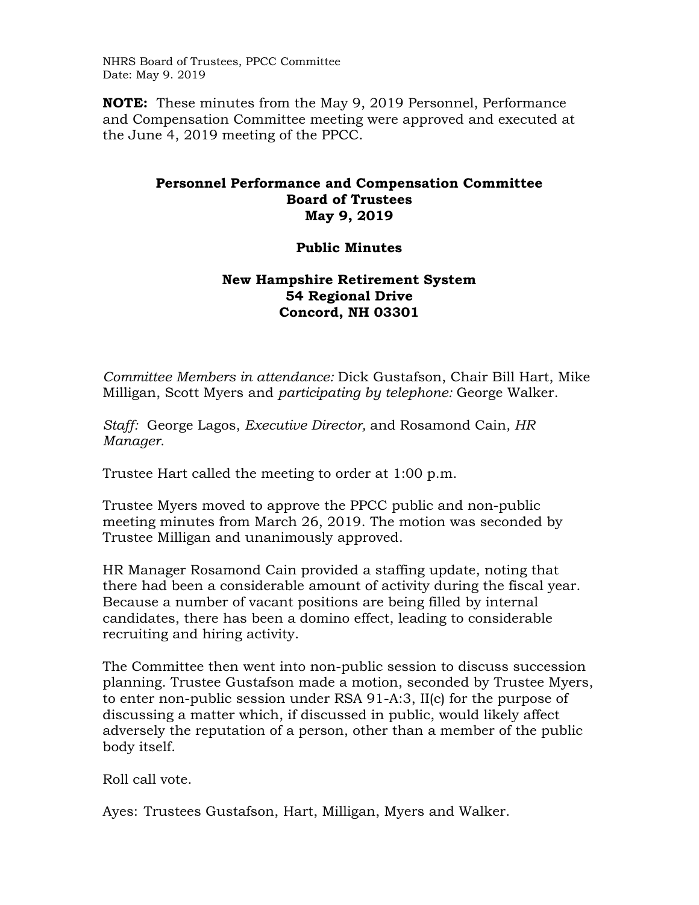NHRS Board of Trustees, PPCC Committee
Date: May 9. 2019

**NOTE:** These minutes from the May 9, 2019 Personnel, Performance and Compensation Committee meeting were approved and executed at the June 4, 2019 meeting of the PPCC.

**Personnel Performance and Compensation Committee**
**Board of Trustees**
**May 9, 2019**

**Public Minutes**

**New Hampshire Retirement System**
**54 Regional Drive**
**Concord, NH 03301**

*Committee Members in attendance:* Dick Gustafson, Chair Bill Hart, Mike Milligan, Scott Myers and *participating by telephone:* George Walker.

*Staff:* George Lagos, *Executive Director,* and Rosamond Cain, *HR Manager.*

Trustee Hart called the meeting to order at 1:00 p.m.

Trustee Myers moved to approve the PPCC public and non-public meeting minutes from March 26, 2019. The motion was seconded by Trustee Milligan and unanimously approved.

HR Manager Rosamond Cain provided a staffing update, noting that there had been a considerable amount of activity during the fiscal year. Because a number of vacant positions are being filled by internal candidates, there has been a domino effect, leading to considerable recruiting and hiring activity.

The Committee then went into non-public session to discuss succession planning. Trustee Gustafson made a motion, seconded by Trustee Myers, to enter non-public session under RSA 91-A:3, II(c) for the purpose of discussing a matter which, if discussed in public, would likely affect adversely the reputation of a person, other than a member of the public body itself.

Roll call vote.

Ayes: Trustees Gustafson, Hart, Milligan, Myers and Walker.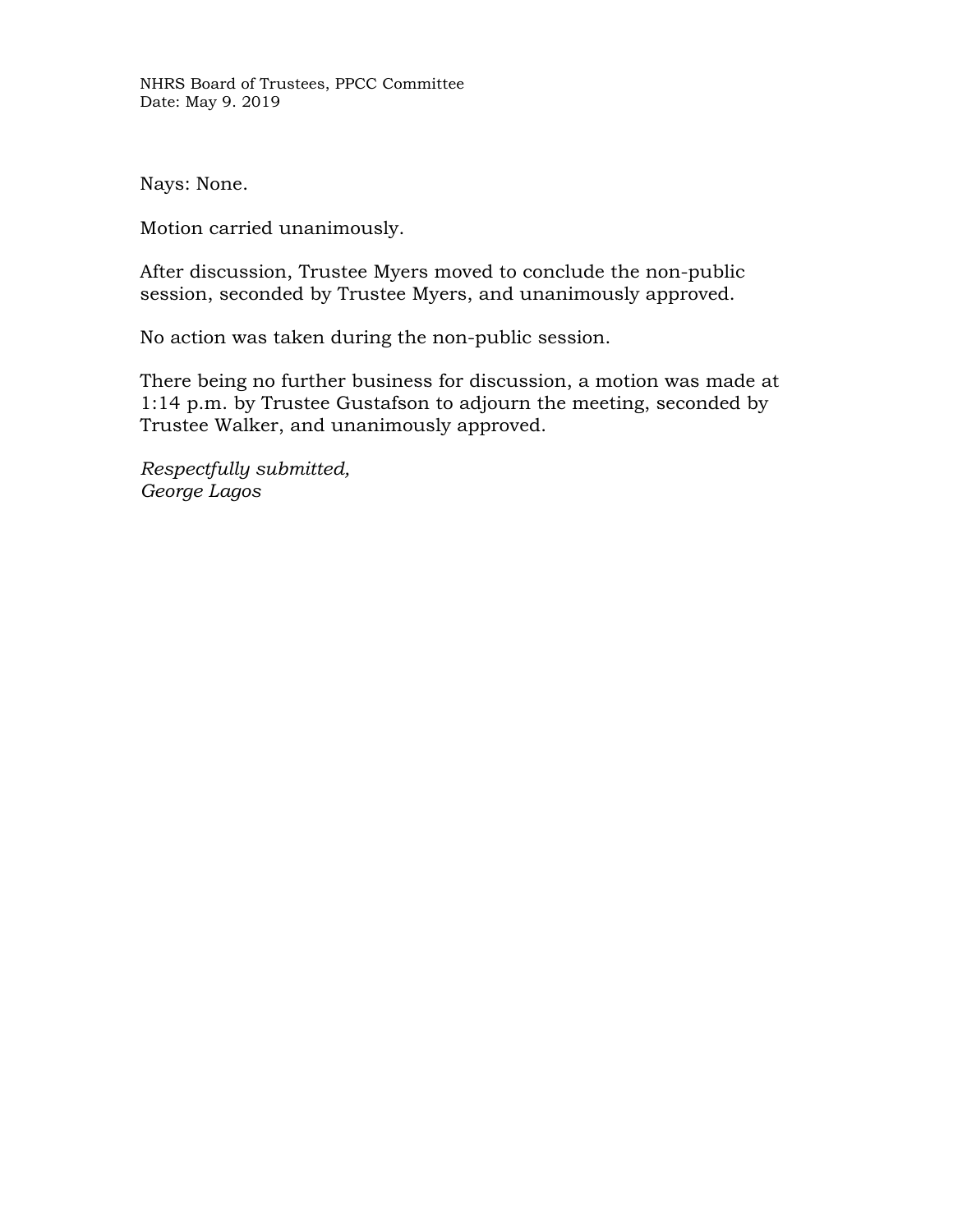Nays: None.

Motion carried unanimously.

After discussion, Trustee Myers moved to conclude the non-public session, seconded by Trustee Myers, and unanimously approved.

No action was taken during the non-public session.

There being no further business for discussion, a motion was made at 1:14 p.m. by Trustee Gustafson to adjourn the meeting, seconded by Trustee Walker, and unanimously approved.

*Respectfully submitted,*
*George Lagos*